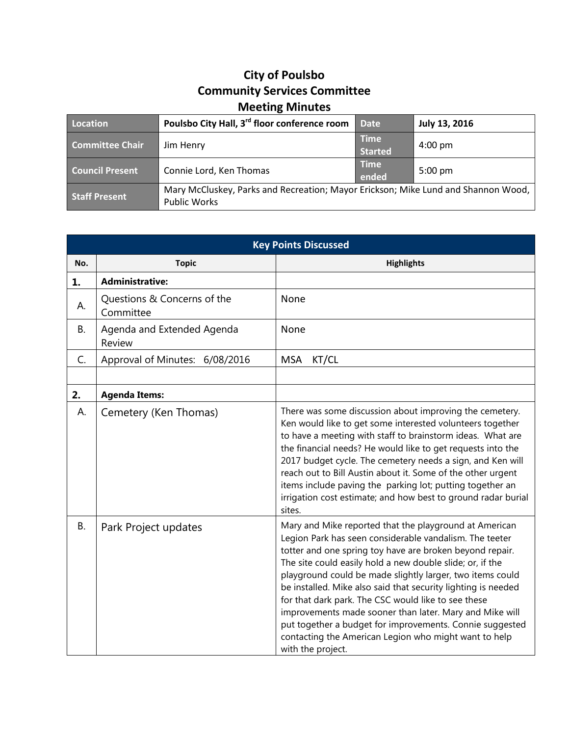# City of Poulsbo
## Community Services Committee
## Meeting Minutes

| Location | Poulsbo City Hall, 3rd floor conference room | Date | July 13, 2016 |
|---|---|---|---|
| Committee Chair | Jim Henry | Time Started | 4:00 pm |
| Council Present | Connie Lord, Ken Thomas | Time ended | 5:00 pm |
| Staff Present | Mary McCluskey, Parks and Recreation; Mayor Erickson; Mike Lund and Shannon Wood, Public Works | | |

**Key Points Discussed**

| No. | Topic | Highlights |
|---|---|---|
| **1.** | **Administrative:** | |
| A. | Questions & Concerns of the Committee | None |
| B. | Agenda and Extended Agenda Review | None |
| C. | Approval of Minutes: 6/08/2016 | MSA KT/CL |
| | | |
| **2.** | **Agenda Items:** | |
| A. | Cemetery (Ken Thomas) | There was some discussion about improving the cemetery. Ken would like to get some interested volunteers together to have a meeting with staff to brainstorm ideas. What are the financial needs? He would like to get requests into the 2017 budget cycle. The cemetery needs a sign, and Ken will reach out to Bill Austin about it. Some of the other urgent items include paving the parking lot; putting together an irrigation cost estimate; and how best to ground radar burial sites. |
| B. | Park Project updates | Mary and Mike reported that the playground at American Legion Park has seen considerable vandalism. The teeter totter and one spring toy have are broken beyond repair. The site could easily hold a new double slide; or, if the playground could be made slightly larger, two items could be installed. Mike also said that security lighting is needed for that dark park. The CSC would like to see these improvements made sooner than later. Mary and Mike will put together a budget for improvements. Connie suggested contacting the American Legion who might want to help with the project. |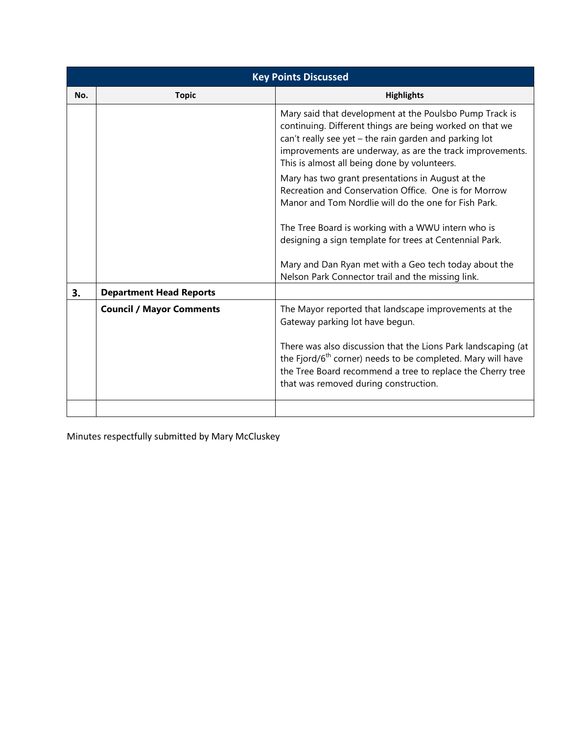| Key Points Discussed | | |
|---|---|---|
| **No.** | **Topic** | **Highlights** |
| | | Mary said that development at the Poulsbo Pump Track is continuing. Different things are being worked on that we can't really see yet – the rain garden and parking lot improvements are underway, as are the track improvements. This is almost all being done by volunteers.<br><br>Mary has two grant presentations in August at the Recreation and Conservation Office. One is for Morrow Manor and Tom Nordlie will do the one for Fish Park.<br><br>The Tree Board is working with a WWU intern who is designing a sign template for trees at Centennial Park.<br><br>Mary and Dan Ryan met with a Geo tech today about the Nelson Park Connector trail and the missing link. |
| **3.** | **Department Head Reports** | |
| | **Council / Mayor Comments** | The Mayor reported that landscape improvements at the Gateway parking lot have begun.<br><br>There was also discussion that the Lions Park landscaping (at the Fjord/6th corner) needs to be completed. Mary will have the Tree Board recommend a tree to replace the Cherry tree that was removed during construction. |
| | | |

Minutes respectfully submitted by Mary McCluskey